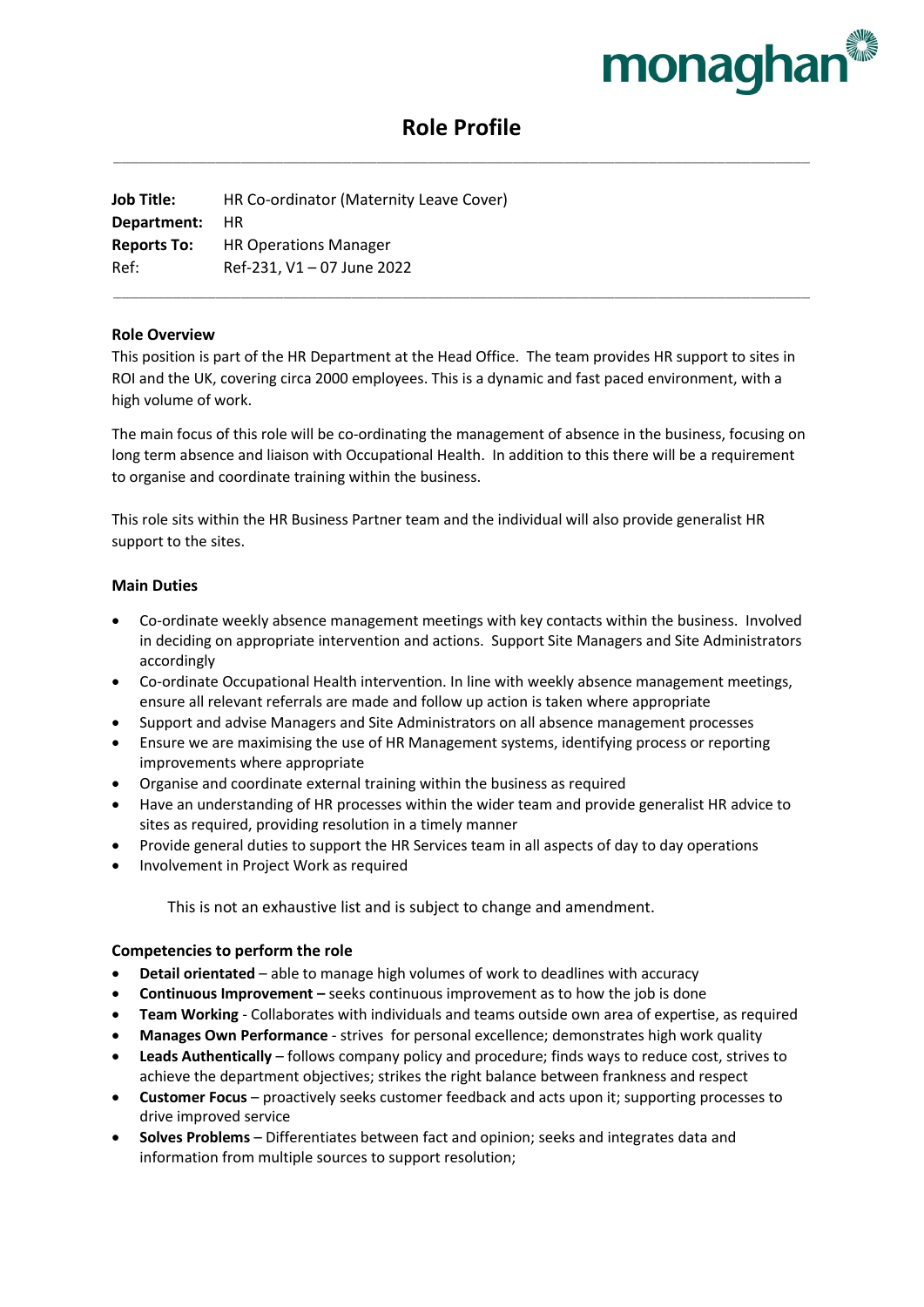monaghan

# Role Profile

**Job Title:** HR Co-ordinator (Maternity Leave Cover)
**Department:** HR
**Reports To:** HR Operations Manager
Ref: Ref-231, V1 – 07 June 2022

---

## Role Overview

This position is part of the HR Department at the Head Office. The team provides HR support to sites in ROI and the UK, covering circa 2000 employees. This is a dynamic and fast paced environment, with a high volume of work.

The main focus of this role will be co-ordinating the management of absence in the business, focusing on long term absence and liaison with Occupational Health. In addition to this there will be a requirement to organise and coordinate training within the business.

This role sits within the HR Business Partner team and the individual will also provide generalist HR support to the sites.

## Main Duties

- Co-ordinate weekly absence management meetings with key contacts within the business. Involved in deciding on appropriate intervention and actions. Support Site Managers and Site Administrators accordingly
- Co-ordinate Occupational Health intervention. In line with weekly absence management meetings, ensure all relevant referrals are made and follow up action is taken where appropriate
- Support and advise Managers and Site Administrators on all absence management processes
- Ensure we are maximising the use of HR Management systems, identifying process or reporting improvements where appropriate
- Organise and coordinate external training within the business as required
- Have an understanding of HR processes within the wider team and provide generalist HR advice to sites as required, providing resolution in a timely manner
- Provide general duties to support the HR Services team in all aspects of day to day operations
- Involvement in Project Work as required

This is not an exhaustive list and is subject to change and amendment.

## Competencies to perform the role

- **Detail orientated** – able to manage high volumes of work to deadlines with accuracy
- **Continuous Improvement –** seeks continuous improvement as to how the job is done
- **Team Working** - Collaborates with individuals and teams outside own area of expertise, as required
- **Manages Own Performance** - strives for personal excellence; demonstrates high work quality
- **Leads Authentically** – follows company policy and procedure; finds ways to reduce cost, strives to achieve the department objectives; strikes the right balance between frankness and respect
- **Customer Focus** – proactively seeks customer feedback and acts upon it; supporting processes to drive improved service
- **Solves Problems** – Differentiates between fact and opinion; seeks and integrates data and information from multiple sources to support resolution;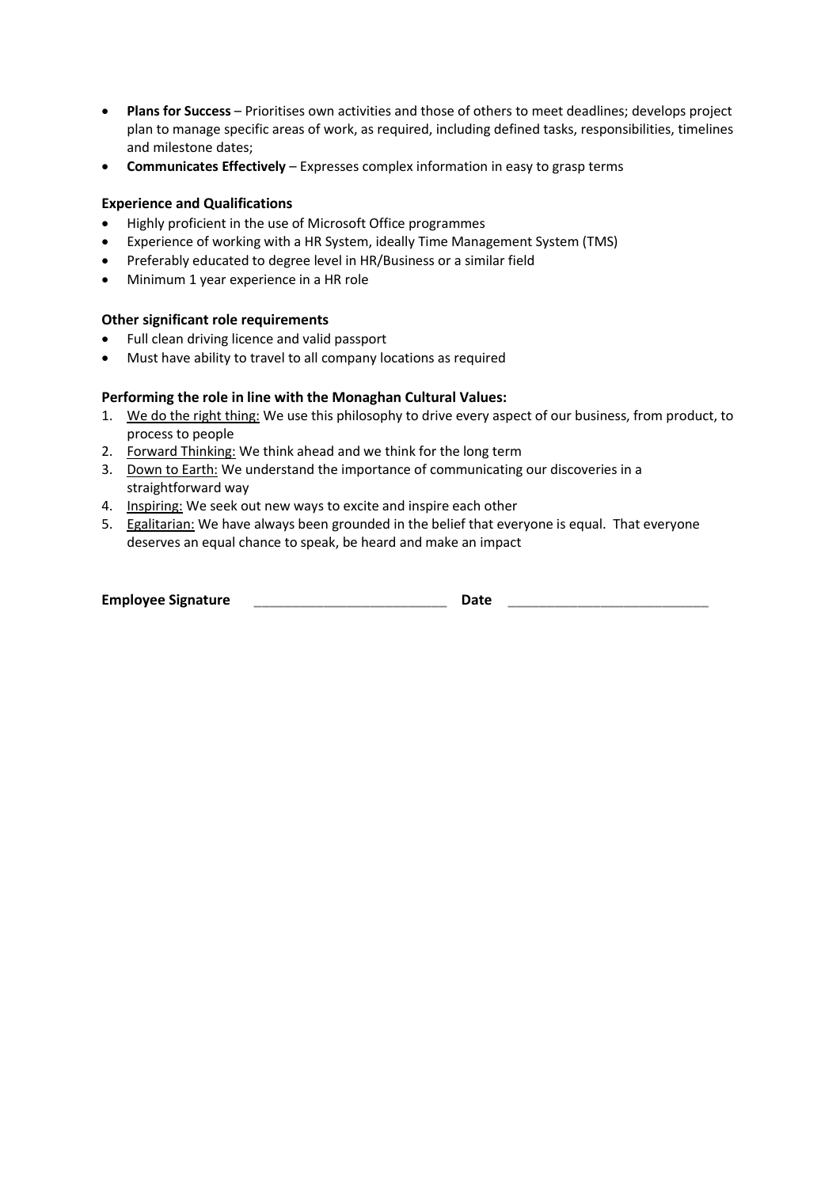- **Plans for Success** – Prioritises own activities and those of others to meet deadlines; develops project plan to manage specific areas of work, as required, including defined tasks, responsibilities, timelines and milestone dates;
- **Communicates Effectively** – Expresses complex information in easy to grasp terms

**Experience and Qualifications**

- Highly proficient in the use of Microsoft Office programmes
- Experience of working with a HR System, ideally Time Management System (TMS)
- Preferably educated to degree level in HR/Business or a similar field
- Minimum 1 year experience in a HR role

**Other significant role requirements**

- Full clean driving licence and valid passport
- Must have ability to travel to all company locations as required

**Performing the role in line with the Monaghan Cultural Values:**

1. <u>We do the right thing:</u> We use this philosophy to drive every aspect of our business, from product, to process to people
2. <u>Forward Thinking:</u> We think ahead and we think for the long term
3. <u>Down to Earth:</u> We understand the importance of communicating our discoveries in a straightforward way
4. <u>Inspiring:</u> We seek out new ways to excite and inspire each other
5. <u>Egalitarian:</u> We have always been grounded in the belief that everyone is equal. That everyone deserves an equal chance to speak, be heard and make an impact

**Employee Signature** ___________________________ **Date** ___________________________